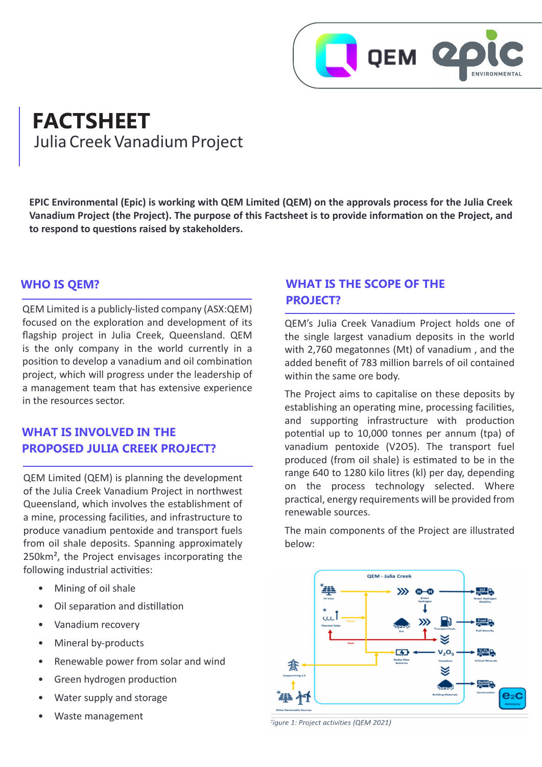# FACTSHEET

## Julia Creek Vanadium Project

**EPIC Environmental (Epic) is working with QEM Limited (QEM) on the approvals process for the Julia Creek Vanadium Project (the Project). The purpose of this Factsheet is to provide information on the Project, and to respond to questions raised by stakeholders.**

### WHO IS QEM?

QEM Limited is a publicly-listed company (ASX:QEM) focused on the exploration and development of its flagship project in Julia Creek, Queensland. QEM is the only company in the world currently in a position to develop a vanadium and oil combination project, which will progress under the leadership of a management team that has extensive experience in the resources sector.

### WHAT IS INVOLVED IN THE PROPOSED JULIA CREEK PROJECT?

QEM Limited (QEM) is planning the development of the Julia Creek Vanadium Project in northwest Queensland, which involves the establishment of a mine, processing facilities, and infrastructure to produce vanadium pentoxide and transport fuels from oil shale deposits. Spanning approximately 250km², the Project envisages incorporating the following industrial activities:

- Mining of oil shale
- Oil separation and distillation
- Vanadium recovery
- Mineral by-products
- Renewable power from solar and wind
- Green hydrogen production
- Water supply and storage
- Waste management

### WHAT IS THE SCOPE OF THE PROJECT?

QEM's Julia Creek Vanadium Project holds one of the single largest vanadium deposits in the world with 2,760 megatonnes (Mt) of vanadium , and the added benefit of 783 million barrels of oil contained within the same ore body.

The Project aims to capitalise on these deposits by establishing an operating mine, processing facilities, and supporting infrastructure with production potential up to 10,000 tonnes per annum (tpa) of vanadium pentoxide (V2O5). The transport fuel produced (from oil shale) is estimated to be in the range 640 to 1280 kilo litres (kl) per day, depending on the process technology selected. Where practical, energy requirements will be provided from renewable sources.

The main components of the Project are illustrated below:

Figure 1: Project activities (QEM 2021)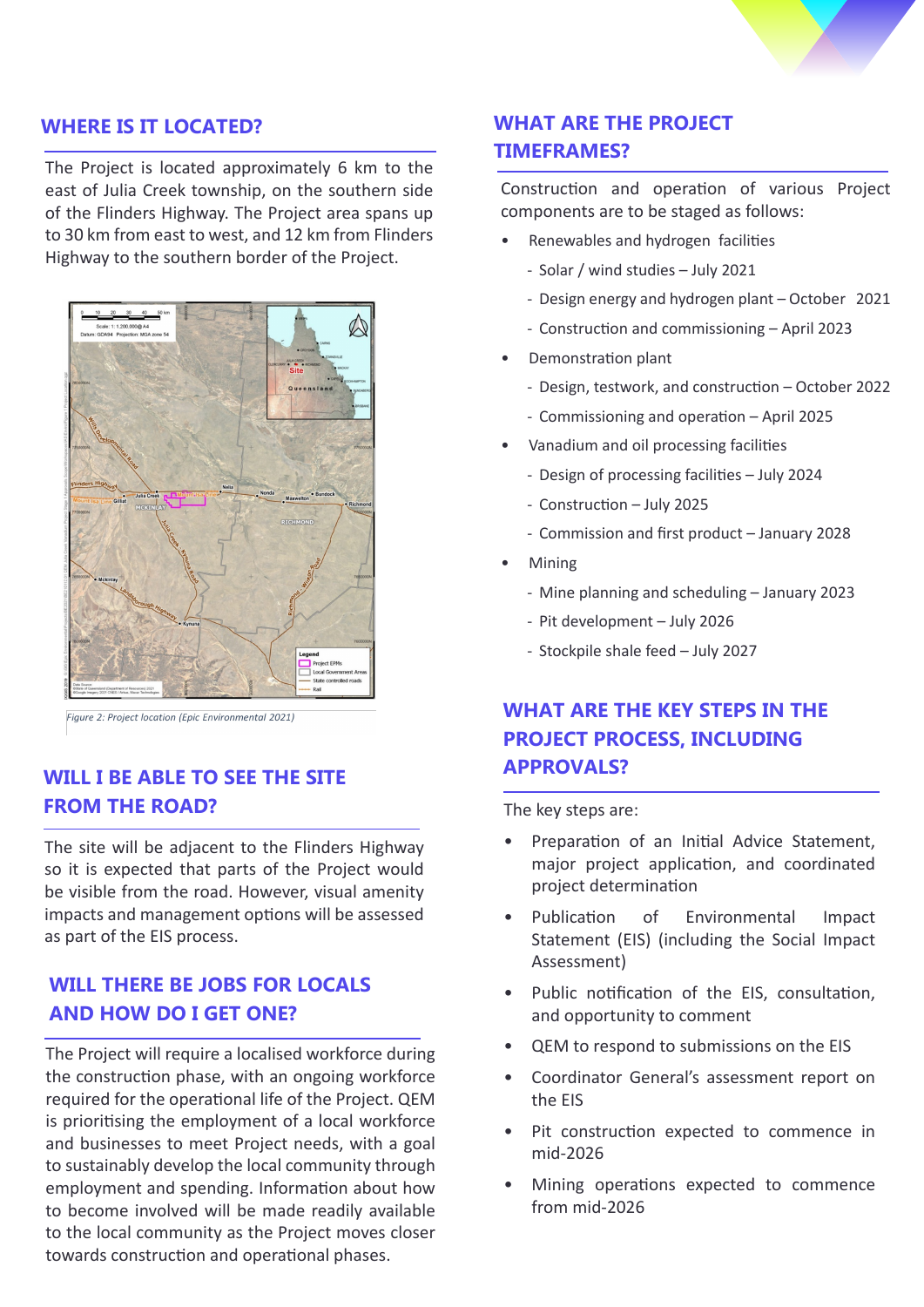## WHERE IS IT LOCATED?

The Project is located approximately 6 km to the east of Julia Creek township, on the southern side of the Flinders Highway. The Project area spans up to 30 km from east to west, and 12 km from Flinders Highway to the southern border of the Project.

*Figure 2: Project location (Epic Environmental 2021)*

## WILL I BE ABLE TO SEE THE SITE FROM THE ROAD?

The site will be adjacent to the Flinders Highway so it is expected that parts of the Project would be visible from the road. However, visual amenity impacts and management options will be assessed as part of the EIS process.

## WILL THERE BE JOBS FOR LOCALS AND HOW DO I GET ONE?

The Project will require a localised workforce during the construction phase, with an ongoing workforce required for the operational life of the Project. QEM is prioritising the employment of a local workforce and businesses to meet Project needs, with a goal to sustainably develop the local community through employment and spending. Information about how to become involved will be made readily available to the local community as the Project moves closer towards construction and operational phases.

## WHAT ARE THE PROJECT TIMEFRAMES?

Construction and operation of various Project components are to be staged as follows:

- Renewables and hydrogen facilities
  - Solar / wind studies – July 2021
  - Design energy and hydrogen plant – October 2021
  - Construction and commissioning – April 2023
- Demonstration plant
  - Design, testwork, and construction – October 2022
  - Commissioning and operation – April 2025
- Vanadium and oil processing facilities
  - Design of processing facilities – July 2024
  - Construction – July 2025
  - Commission and first product – January 2028
- Mining
  - Mine planning and scheduling – January 2023
  - Pit development – July 2026
  - Stockpile shale feed – July 2027

## WHAT ARE THE KEY STEPS IN THE PROJECT PROCESS, INCLUDING APPROVALS?

The key steps are:

- Preparation of an Initial Advice Statement, major project application, and coordinated project determination
- Publication of Environmental Impact Statement (EIS) (including the Social Impact Assessment)
- Public notification of the EIS, consultation, and opportunity to comment
- QEM to respond to submissions on the EIS
- Coordinator General's assessment report on the EIS
- Pit construction expected to commence in mid-2026
- Mining operations expected to commence from mid-2026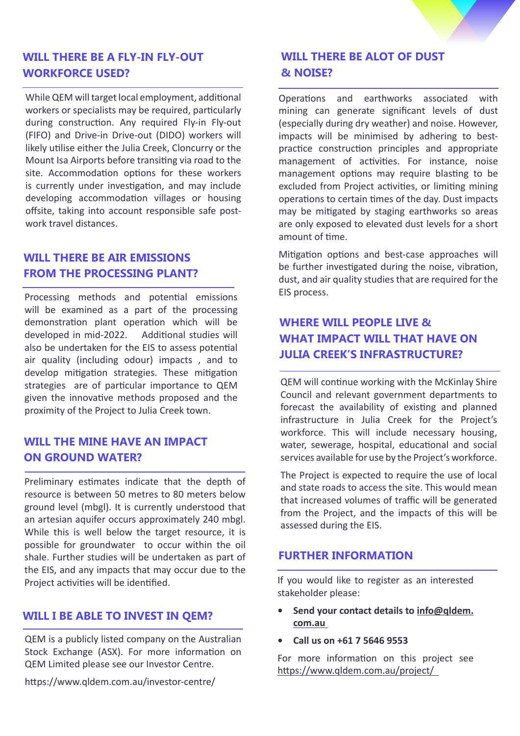## WILL THERE BE A FLY-IN FLY-OUT WORKFORCE USED?

While QEM will target local employment, additional workers or specialists may be required, particularly during construction. Any required Fly-in Fly-out (FIFO) and Drive-in Drive-out (DIDO) workers will likely utilise either the Julia Creek, Cloncurry or the Mount Isa Airports before transiting via road to the site. Accommodation options for these workers is currently under investigation, and may include developing accommodation villages or housing offsite, taking into account responsible safe post-work travel distances.

## WILL THERE BE AIR EMISSIONS FROM THE PROCESSING PLANT?

Processing methods and potential emissions will be examined as a part of the processing demonstration plant operation which will be developed in mid-2022. Additional studies will also be undertaken for the EIS to assess potential air quality (including odour) impacts , and to develop mitigation strategies. These mitigation strategies are of particular importance to QEM given the innovative methods proposed and the proximity of the Project to Julia Creek town.

## WILL THE MINE HAVE AN IMPACT ON GROUND WATER?

Preliminary estimates indicate that the depth of resource is between 50 metres to 80 meters below ground level (mbgl). It is currently understood that an artesian aquifer occurs approximately 240 mbgl. While this is well below the target resource, it is possible for groundwater to occur within the oil shale. Further studies will be undertaken as part of the EIS, and any impacts that may occur due to the Project activities will be identified.

## WILL I BE ABLE TO INVEST IN QEM?

QEM is a publicly listed company on the Australian Stock Exchange (ASX). For more information on QEM Limited please see our Investor Centre.

https://www.qldem.com.au/investor-centre/

## WILL THERE BE ALOT OF DUST & NOISE?

Operations and earthworks associated with mining can generate significant levels of dust (especially during dry weather) and noise. However, impacts will be minimised by adhering to best-practice construction principles and appropriate management of activities. For instance, noise management options may require blasting to be excluded from Project activities, or limiting mining operations to certain times of the day. Dust impacts may be mitigated by staging earthworks so areas are only exposed to elevated dust levels for a short amount of time.

Mitigation options and best-case approaches will be further investigated during the noise, vibration, dust, and air quality studies that are required for the EIS process.

## WHERE WILL PEOPLE LIVE & WHAT IMPACT WILL THAT HAVE ON JULIA CREEK'S INFRASTRUCTURE?

QEM will continue working with the McKinlay Shire Council and relevant government departments to forecast the availability of existing and planned infrastructure in Julia Creek for the Project's workforce. This will include necessary housing, water, sewerage, hospital, educational and social services available for use by the Project's workforce.

The Project is expected to require the use of local and state roads to access the site. This would mean that increased volumes of traffic will be generated from the Project, and the impacts of this will be assessed during the EIS.

## FURTHER INFORMATION

If you would like to register as an interested stakeholder please:

- **Send your contact details to info@qldem.com.au**
- **Call us on +61 7 5646 9553**

For more information on this project see https://www.qldem.com.au/project/